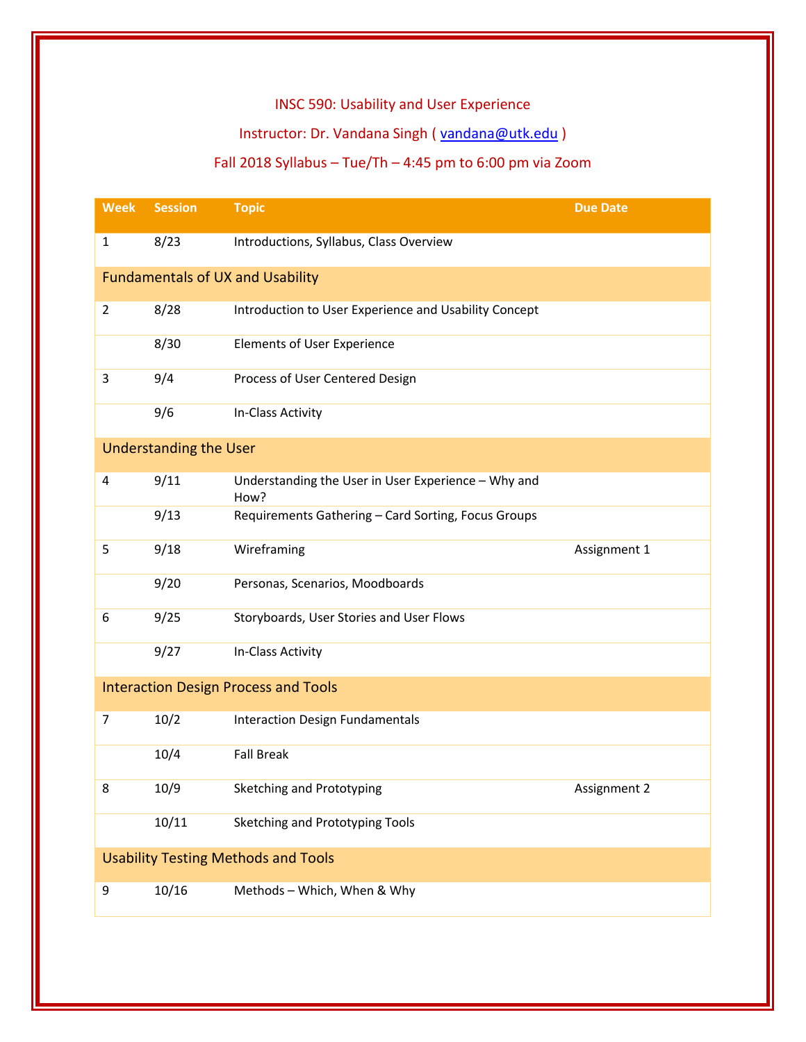# INSC 590: Usability and User Experience

Instructor: Dr. Vandana Singh ( vandana@utk.edu )

Fall 2018 Syllabus – Tue/Th – 4:45 pm to 6:00 pm via Zoom

| Week | Session | Topic | Due Date |
|---|---|---|---|
| 1 | 8/23 | Introductions, Syllabus, Class Overview | |
| Fundamentals of UX and Usability | | | |
| 2 | 8/28 | Introduction to User Experience and Usability Concept | |
| | 8/30 | Elements of User Experience | |
| 3 | 9/4 | Process of User Centered Design | |
| | 9/6 | In-Class Activity | |
| Understanding the User | | | |
| 4 | 9/11 | Understanding the User in User Experience – Why and How? | |
| | 9/13 | Requirements Gathering – Card Sorting, Focus Groups | |
| 5 | 9/18 | Wireframing | Assignment 1 |
| | 9/20 | Personas, Scenarios, Moodboards | |
| 6 | 9/25 | Storyboards, User Stories and User Flows | |
| | 9/27 | In-Class Activity | |
| Interaction Design Process and Tools | | | |
| 7 | 10/2 | Interaction Design Fundamentals | |
| | 10/4 | Fall Break | |
| 8 | 10/9 | Sketching and Prototyping | Assignment 2 |
| | 10/11 | Sketching and Prototyping Tools | |
| Usability Testing Methods and Tools | | | |
| 9 | 10/16 | Methods – Which, When & Why | |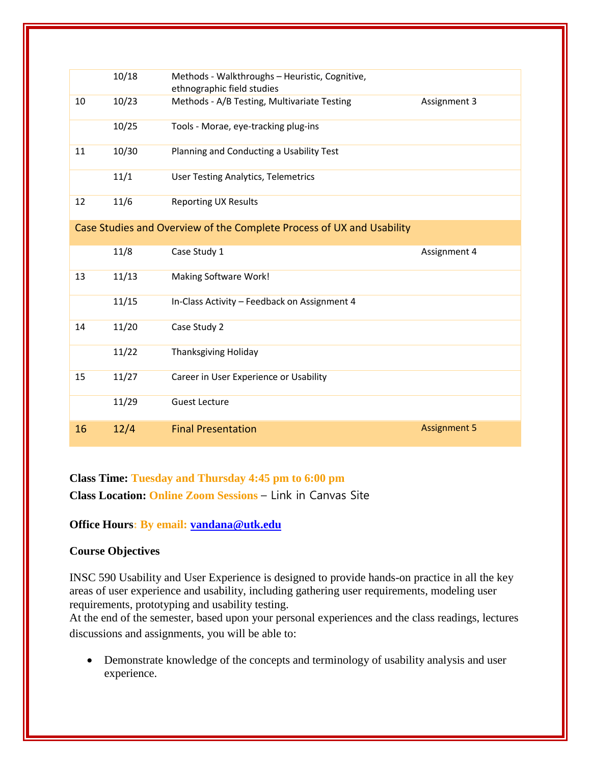| | | | |
|---|---|---|---|
| | 10/18 | Methods - Walkthroughs – Heuristic, Cognitive, ethnographic field studies | |
| 10 | 10/23 | Methods - A/B Testing, Multivariate Testing | Assignment 3 |
| | 10/25 | Tools - Morae, eye-tracking plug-ins | |
| 11 | 10/30 | Planning and Conducting a Usability Test | |
| | 11/1 | User Testing Analytics, Telemetrics | |
| 12 | 11/6 | Reporting UX Results | |
| Case Studies and Overview of the Complete Process of UX and Usability | | | |
| | 11/8 | Case Study 1 | Assignment 4 |
| 13 | 11/13 | Making Software Work! | |
| | 11/15 | In-Class Activity – Feedback on Assignment 4 | |
| 14 | 11/20 | Case Study 2 | |
| | 11/22 | Thanksgiving Holiday | |
| 15 | 11/27 | Career in User Experience or Usability | |
| | 11/29 | Guest Lecture | |
| 16 | 12/4 | Final Presentation | Assignment 5 |

**Class Time: Tuesday and Thursday 4:45 pm to 6:00 pm**

**Class Location: Online Zoom Sessions** – Link in Canvas Site

**Office Hours: By email: [vandana@utk.edu](mailto:vandana@utk.edu)**

**Course Objectives**

INSC 590 Usability and User Experience is designed to provide hands-on practice in all the key areas of user experience and usability, including gathering user requirements, modeling user requirements, prototyping and usability testing.
At the end of the semester, based upon your personal experiences and the class readings, lectures discussions and assignments, you will be able to:

- Demonstrate knowledge of the concepts and terminology of usability analysis and user experience.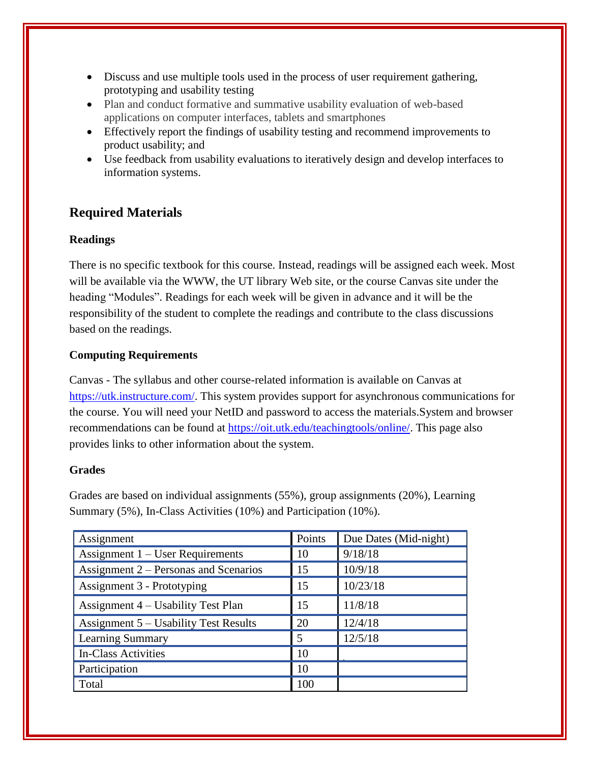- Discuss and use multiple tools used in the process of user requirement gathering, prototyping and usability testing
- Plan and conduct formative and summative usability evaluation of web-based applications on computer interfaces, tablets and smartphones
- Effectively report the findings of usability testing and recommend improvements to product usability; and
- Use feedback from usability evaluations to iteratively design and develop interfaces to information systems.

## Required Materials

### Readings

There is no specific textbook for this course. Instead, readings will be assigned each week. Most will be available via the WWW, the UT library Web site, or the course Canvas site under the heading "Modules". Readings for each week will be given in advance and it will be the responsibility of the student to complete the readings and contribute to the class discussions based on the readings.

### Computing Requirements

Canvas - The syllabus and other course-related information is available on Canvas at https://utk.instructure.com/. This system provides support for asynchronous communications for the course. You will need your NetID and password to access the materials.System and browser recommendations can be found at https://oit.utk.edu/teachingtools/online/. This page also provides links to other information about the system.

### Grades

Grades are based on individual assignments (55%), group assignments (20%), Learning Summary (5%), In-Class Activities (10%) and Participation (10%).

| Assignment | Points | Due Dates (Mid-night) |
|---|---|---|
| Assignment 1 – User Requirements | 10 | 9/18/18 |
| Assignment 2 – Personas and Scenarios | 15 | 10/9/18 |
| Assignment 3 - Prototyping | 15 | 10/23/18 |
| Assignment 4 – Usability Test Plan | 15 | 11/8/18 |
| Assignment 5 – Usability Test Results | 20 | 12/4/18 |
| Learning Summary | 5 | 12/5/18 |
| In-Class Activities | 10 | |
| Participation | 10 | |
| Total | 100 | |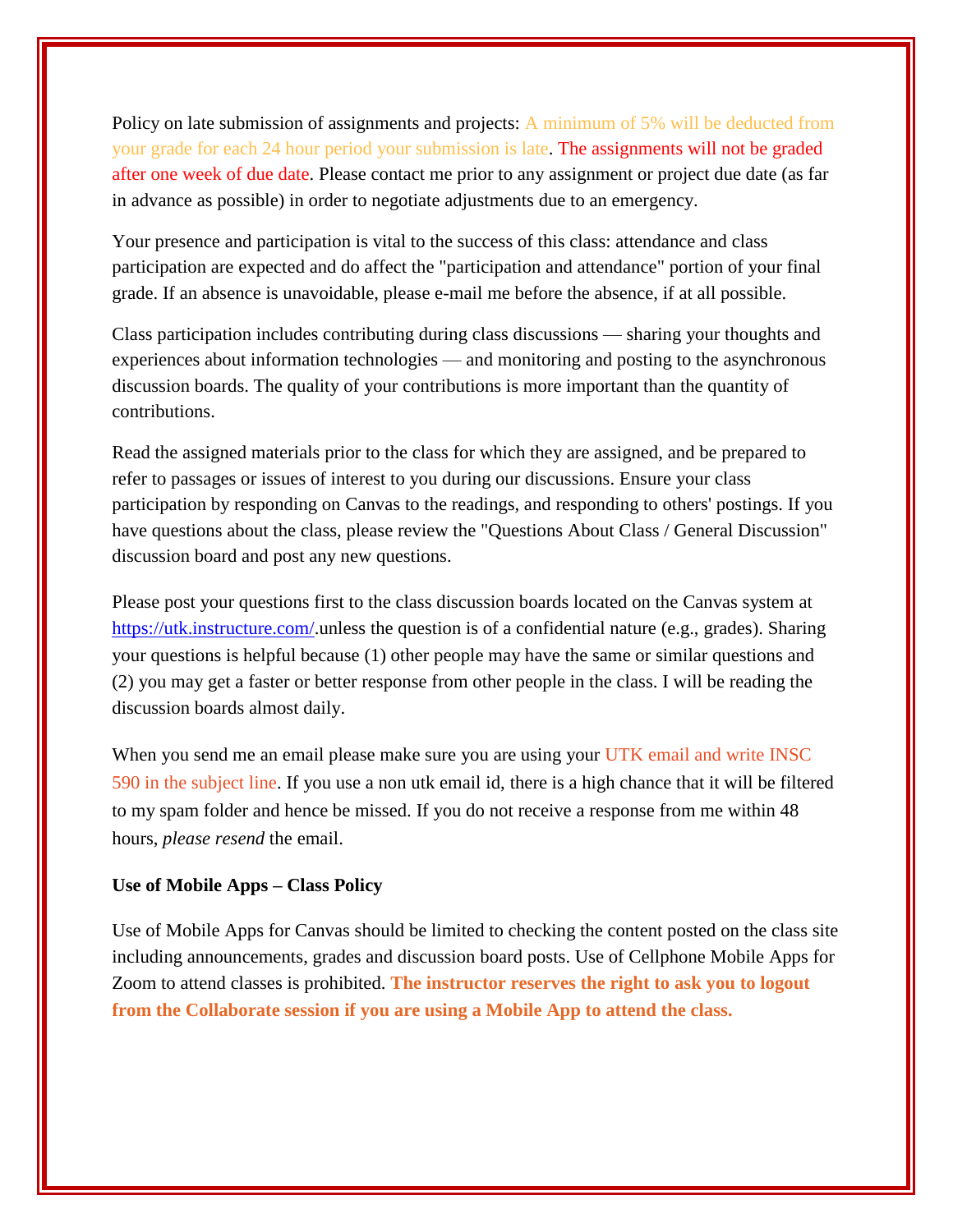Policy on late submission of assignments and projects: A minimum of 5% will be deducted from your grade for each 24 hour period your submission is late. The assignments will not be graded after one week of due date. Please contact me prior to any assignment or project due date (as far in advance as possible) in order to negotiate adjustments due to an emergency.

Your presence and participation is vital to the success of this class: attendance and class participation are expected and do affect the "participation and attendance" portion of your final grade. If an absence is unavoidable, please e-mail me before the absence, if at all possible.

Class participation includes contributing during class discussions — sharing your thoughts and experiences about information technologies — and monitoring and posting to the asynchronous discussion boards. The quality of your contributions is more important than the quantity of contributions.

Read the assigned materials prior to the class for which they are assigned, and be prepared to refer to passages or issues of interest to you during our discussions. Ensure your class participation by responding on Canvas to the readings, and responding to others' postings. If you have questions about the class, please review the "Questions About Class / General Discussion" discussion board and post any new questions.

Please post your questions first to the class discussion boards located on the Canvas system at [https://utk.instructure.com/](https://utk.instructure.com/).unless the question is of a confidential nature (e.g., grades). Sharing your questions is helpful because (1) other people may have the same or similar questions and (2) you may get a faster or better response from other people in the class. I will be reading the discussion boards almost daily.

When you send me an email please make sure you are using your UTK email and write INSC 590 in the subject line. If you use a non utk email id, there is a high chance that it will be filtered to my spam folder and hence be missed. If you do not receive a response from me within 48 hours, *please resend* the email.

**Use of Mobile Apps – Class Policy**

Use of Mobile Apps for Canvas should be limited to checking the content posted on the class site including announcements, grades and discussion board posts. Use of Cellphone Mobile Apps for Zoom to attend classes is prohibited. **The instructor reserves the right to ask you to logout from the Collaborate session if you are using a Mobile App to attend the class.**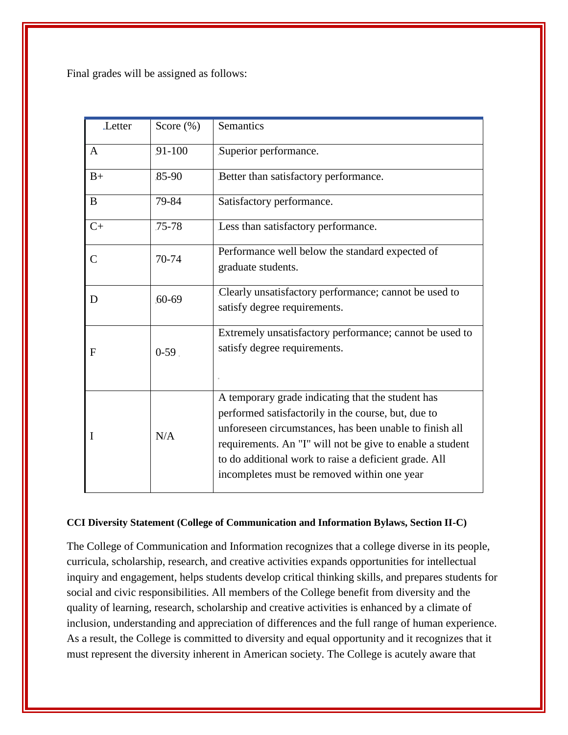Final grades will be assigned as follows:

| Letter | Score (%) | Semantics |
|---|---|---|
| A | 91-100 | Superior performance. |
| B+ | 85-90 | Better than satisfactory performance. |
| B | 79-84 | Satisfactory performance. |
| C+ | 75-78 | Less than satisfactory performance. |
| C | 70-74 | Performance well below the standard expected of graduate students. |
| D | 60-69 | Clearly unsatisfactory performance; cannot be used to satisfy degree requirements. |
| F | 0-59 | Extremely unsatisfactory performance; cannot be used to satisfy degree requirements. |
| I | N/A | A temporary grade indicating that the student has performed satisfactorily in the course, but, due to unforeseen circumstances, has been unable to finish all requirements. An "I" will not be give to enable a student to do additional work to raise a deficient grade. All incompletes must be removed within one year |

**CCI Diversity Statement (College of Communication and Information Bylaws, Section II-C)**

The College of Communication and Information recognizes that a college diverse in its people, curricula, scholarship, research, and creative activities expands opportunities for intellectual inquiry and engagement, helps students develop critical thinking skills, and prepares students for social and civic responsibilities. All members of the College benefit from diversity and the quality of learning, research, scholarship and creative activities is enhanced by a climate of inclusion, understanding and appreciation of differences and the full range of human experience. As a result, the College is committed to diversity and equal opportunity and it recognizes that it must represent the diversity inherent in American society. The College is acutely aware that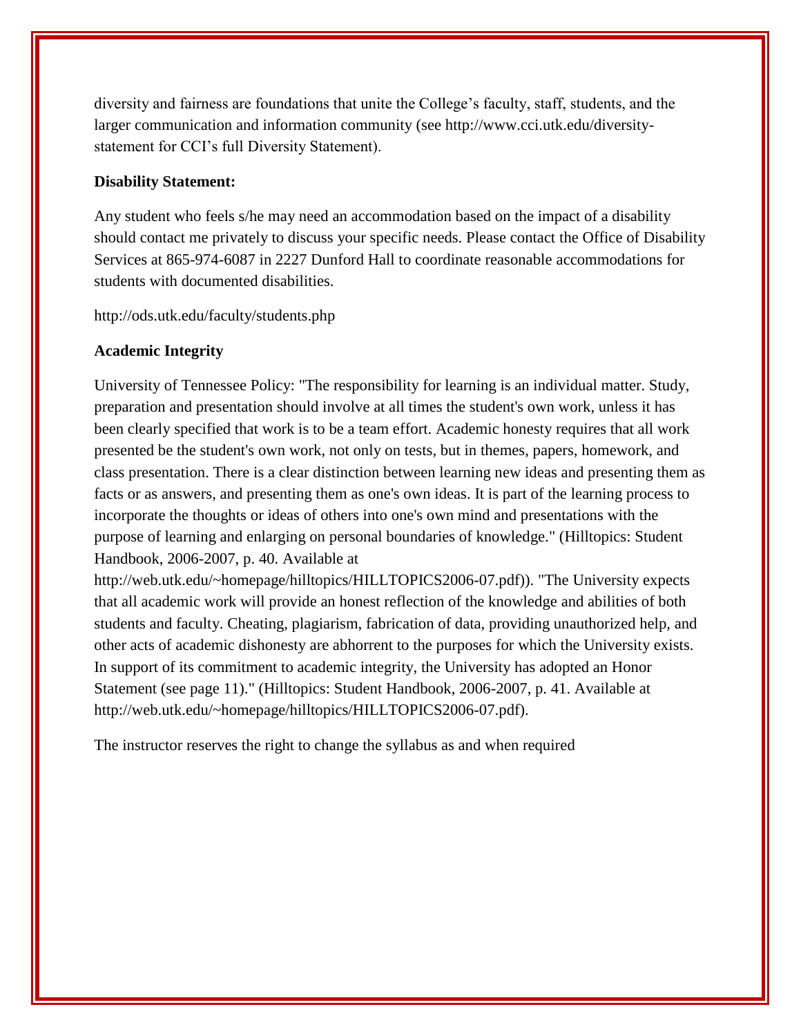diversity and fairness are foundations that unite the College's faculty, staff, students, and the larger communication and information community (see http://www.cci.utk.edu/diversity-statement for CCI's full Diversity Statement).

**Disability Statement:**

Any student who feels s/he may need an accommodation based on the impact of a disability should contact me privately to discuss your specific needs. Please contact the Office of Disability Services at 865-974-6087 in 2227 Dunford Hall to coordinate reasonable accommodations for students with documented disabilities.

http://ods.utk.edu/faculty/students.php

**Academic Integrity**

University of Tennessee Policy: "The responsibility for learning is an individual matter. Study, preparation and presentation should involve at all times the student's own work, unless it has been clearly specified that work is to be a team effort. Academic honesty requires that all work presented be the student's own work, not only on tests, but in themes, papers, homework, and class presentation. There is a clear distinction between learning new ideas and presenting them as facts or as answers, and presenting them as one's own ideas. It is part of the learning process to incorporate the thoughts or ideas of others into one's own mind and presentations with the purpose of learning and enlarging on personal boundaries of knowledge." (Hilltopics: Student Handbook, 2006-2007, p. 40. Available at http://web.utk.edu/~homepage/hilltopics/HILLTOPICS2006-07.pdf)). "The University expects that all academic work will provide an honest reflection of the knowledge and abilities of both students and faculty. Cheating, plagiarism, fabrication of data, providing unauthorized help, and other acts of academic dishonesty are abhorrent to the purposes for which the University exists. In support of its commitment to academic integrity, the University has adopted an Honor Statement (see page 11)." (Hilltopics: Student Handbook, 2006-2007, p. 41. Available at http://web.utk.edu/~homepage/hilltopics/HILLTOPICS2006-07.pdf).

The instructor reserves the right to change the syllabus as and when required